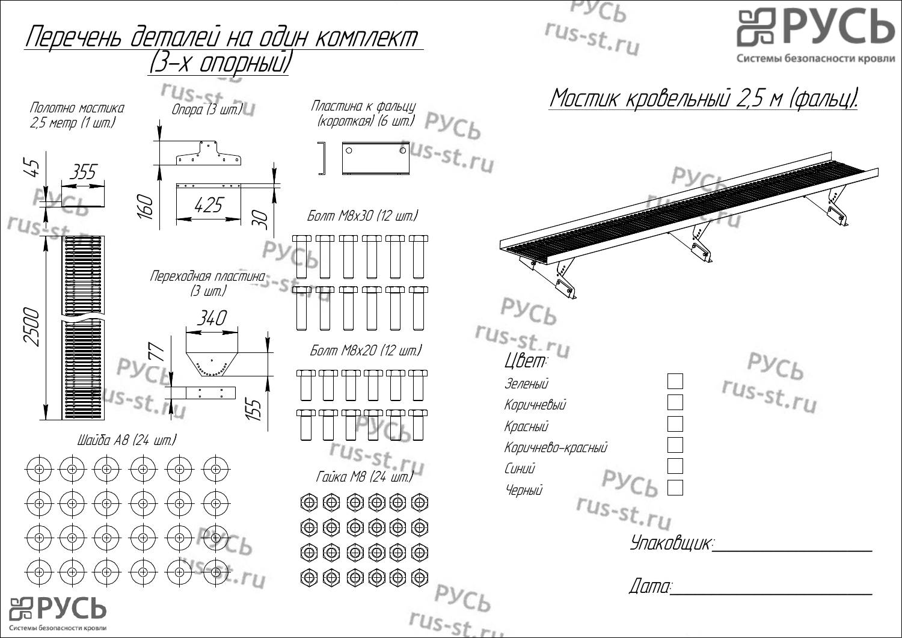# Перечень деталей на один комплект (3-х опорный)

## Мостик кровельный 2,5 м (фальц).

Полотно мостика 2,5 метр (1 шт.)

45

355

2500

Опора (3 шт.)

160

425

30

Пластина к фальцу (короткая) (6 шт.)

Болт М8х30 (12 шт.)

Переходная пластина (3 шт.)

340

77

155

Болт М8х20 (12 шт.)

Шайба А8 (24 шт.)

Гайка М8 (24 шт.)

**Цвет:**

- Зеленый ☐
- Коричневый ☐
- Красный ☐
- Коричнево-красный ☐
- Синий ☐
- Черный ☐

Упаковщик:\_\_\_\_\_\_\_\_\_\_\_\_\_\_\_\_\_\_\_\_

Дата:\_\_\_\_\_\_\_\_\_\_\_\_\_\_\_\_\_\_\_\_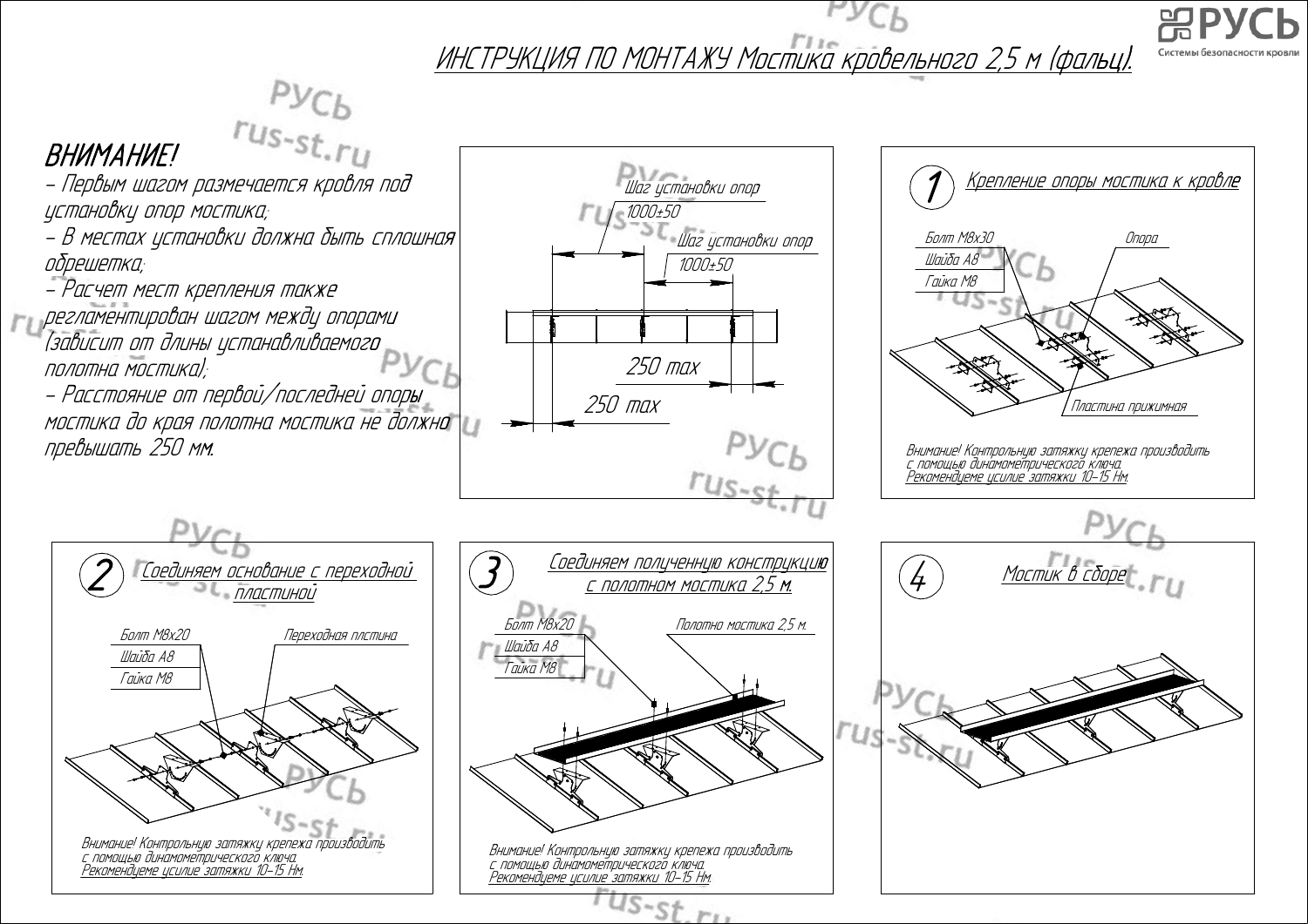# ИНСТРУКЦИЯ ПО МОНТАЖУ Мостика кровельного 2,5 м (фальц).

**ВНИМАНИЕ!**

- Первым шагом размечается кровля под установку опор мостика;
- В местах установки должна быть сплошная обрешетка;
- Расчет мест крепления также регламентирован шагом между опорами (зависит от длины устанавливаемого полотна мостика);
- Расстояние от первой/последней опоры мостика до края полотна мостика не должно превышать 250 мм.

Шаг установки опор
1000±50

Шаг установки опор
1000±50

250 max

250 max

## 1 Крепление опоры мостика к кровле

Болт М8х30
Шайба А8
Гайка М8

Опора

Пластина прижимная

Внимание! Контрольную затяжку крепежа производить с помощью динамометрического ключа.
Рекомендуеме усилие затяжки 10-15 Нм.

## 2 Соединяем основание с переходной пластиной

Болт М8х20
Шайба А8
Гайка М8

Переходная пластина

Внимание! Контрольную затяжку крепежа производить с помощью динамометрического ключа.
Рекомендуеме усилие затяжки 10-15 Нм.

## 3 Соединяем полученную конструкцию с полотном мостика 2,5 м.

Болт М8х20
Шайба А8
Гайка М8

Полотно мостика 2,5 м.

Внимание! Контрольную затяжку крепежа производить с помощью динамометрического ключа.
Рекомендуеме усилие затяжки 10-15 Нм.

## 4 Мостик в сборе